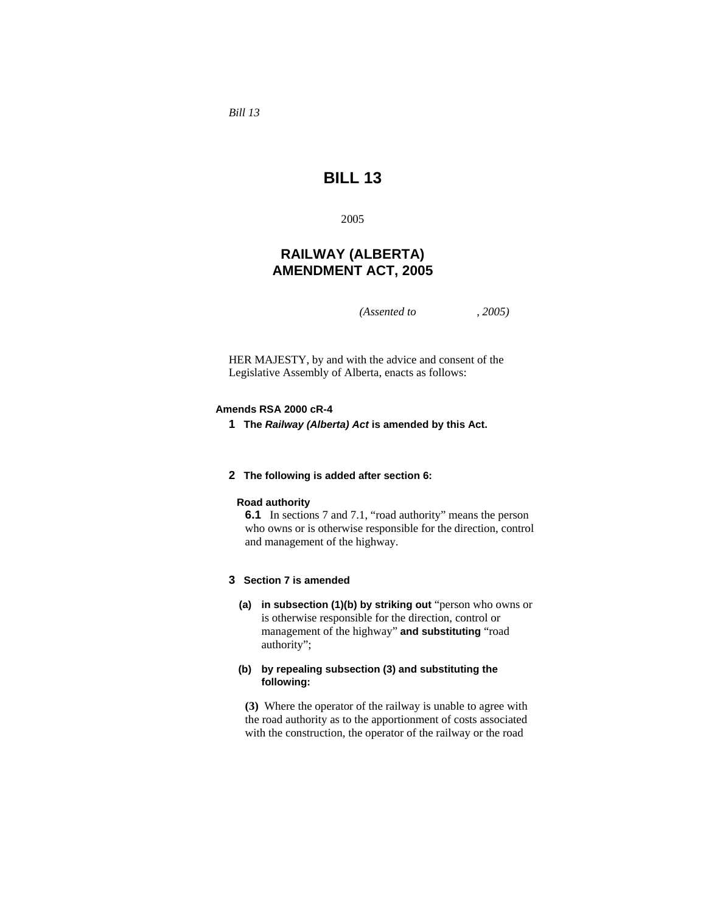*Bill 13*

# BILL 13

2005

## RAILWAY (ALBERTA) AMENDMENT ACT, 2005

*(Assented to , 2005)*

HER MAJESTY, by and with the advice and consent of the Legislative Assembly of Alberta, enacts as follows:

**Amends RSA 2000 cR-4**

**1** **The *Railway (Alberta) Act* is amended by this Act.**

**2** **The following is added after section 6:**

**Road authority**

**6.1** In sections 7 and 7.1, "road authority" means the person who owns or is otherwise responsible for the direction, control and management of the highway.

**3** **Section 7 is amended**

**(a)** **in subsection (1)(b) by striking out** "person who owns or is otherwise responsible for the direction, control or management of the highway" **and substituting** "road authority";

**(b)** **by repealing subsection (3) and substituting the following:**

**(3)** Where the operator of the railway is unable to agree with the road authority as to the apportionment of costs associated with the construction, the operator of the railway or the road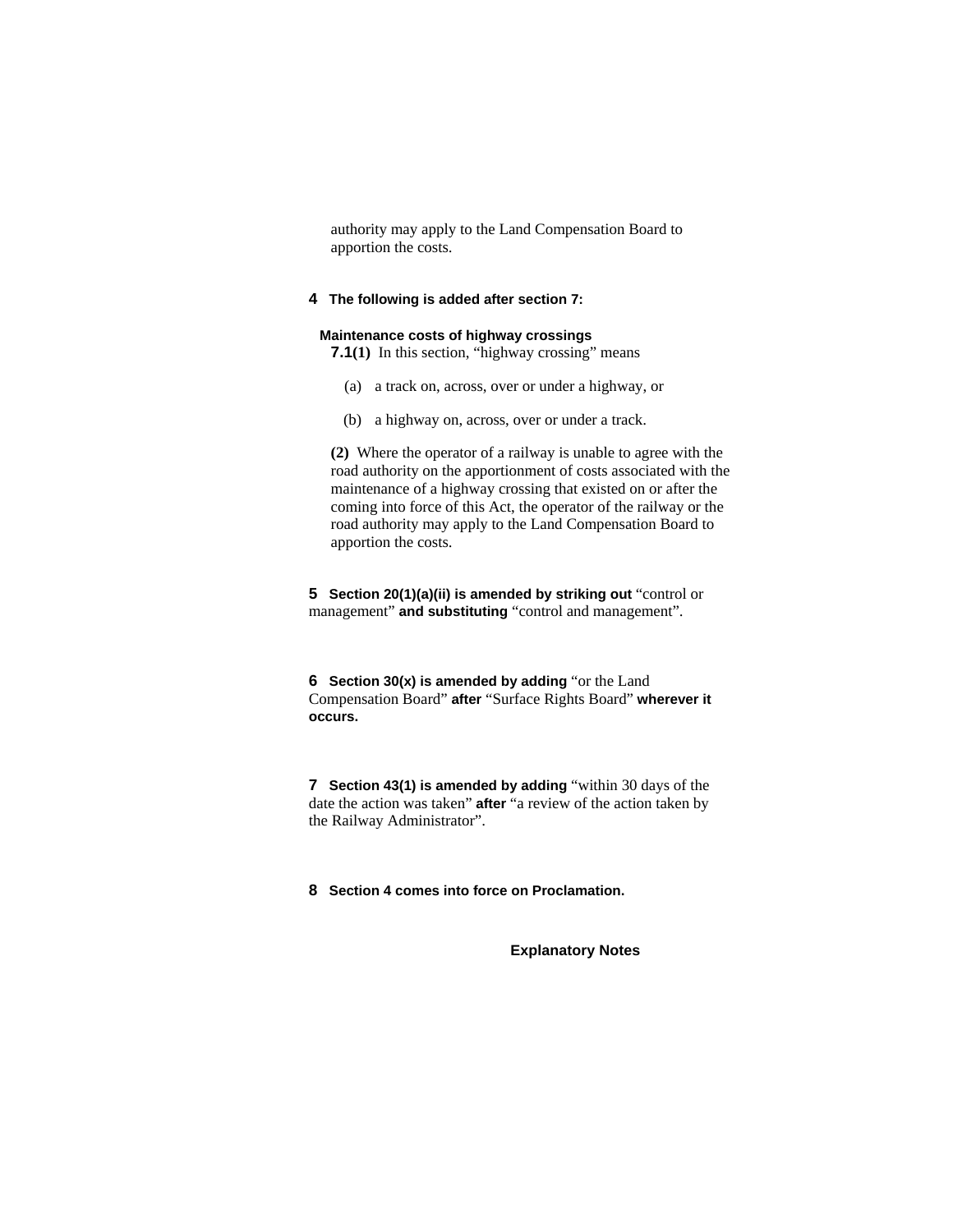authority may apply to the Land Compensation Board to apportion the costs.

**4 The following is added after section 7:**

**Maintenance costs of highway crossings**

**7.1(1)** In this section, "highway crossing" means

(a) a track on, across, over or under a highway, or

(b) a highway on, across, over or under a track.

**(2)** Where the operator of a railway is unable to agree with the road authority on the apportionment of costs associated with the maintenance of a highway crossing that existed on or after the coming into force of this Act, the operator of the railway or the road authority may apply to the Land Compensation Board to apportion the costs.

**5 Section 20(1)(a)(ii) is amended by striking out** "control or management" **and substituting** "control and management".

**6 Section 30(x) is amended by adding** "or the Land Compensation Board" **after** "Surface Rights Board" **wherever it occurs.**

**7 Section 43(1) is amended by adding** "within 30 days of the date the action was taken" **after** "a review of the action taken by the Railway Administrator".

**8 Section 4 comes into force on Proclamation.**

**Explanatory Notes**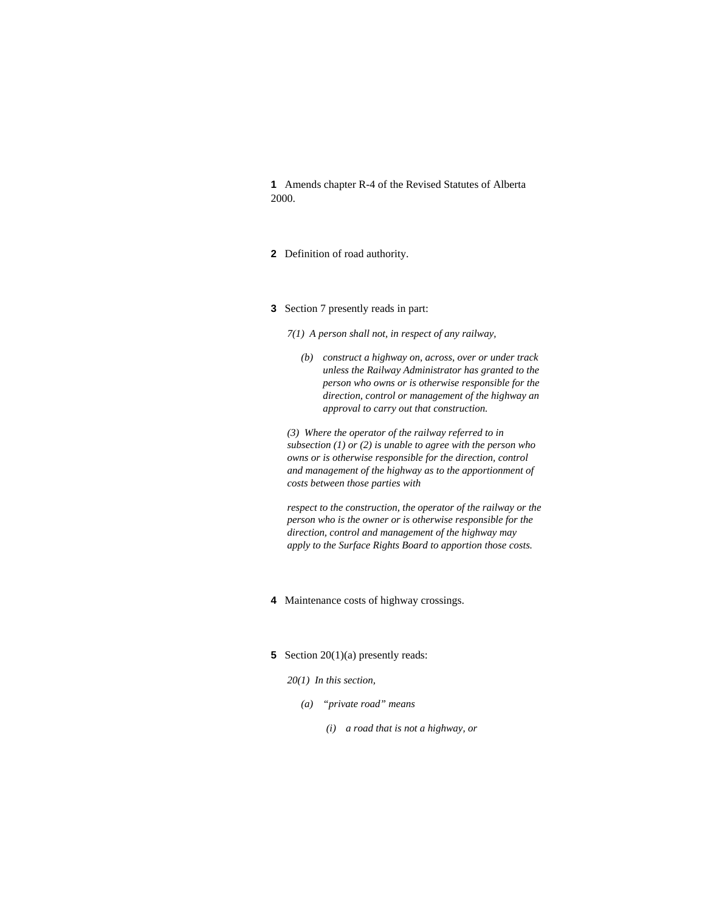**1** Amends chapter R-4 of the Revised Statutes of Alberta 2000.

**2** Definition of road authority.

**3** Section 7 presently reads in part:

*7(1) A person shall not, in respect of any railway,*

*(b) construct a highway on, across, over or under track unless the Railway Administrator has granted to the person who owns or is otherwise responsible for the direction, control or management of the highway an approval to carry out that construction.*

*(3) Where the operator of the railway referred to in subsection (1) or (2) is unable to agree with the person who owns or is otherwise responsible for the direction, control and management of the highway as to the apportionment of costs between those parties with*

*respect to the construction, the operator of the railway or the person who is the owner or is otherwise responsible for the direction, control and management of the highway may apply to the Surface Rights Board to apportion those costs.*

**4** Maintenance costs of highway crossings.

**5** Section 20(1)(a) presently reads:

*20(1) In this section,*

*(a) "private road" means*

*(i) a road that is not a highway, or*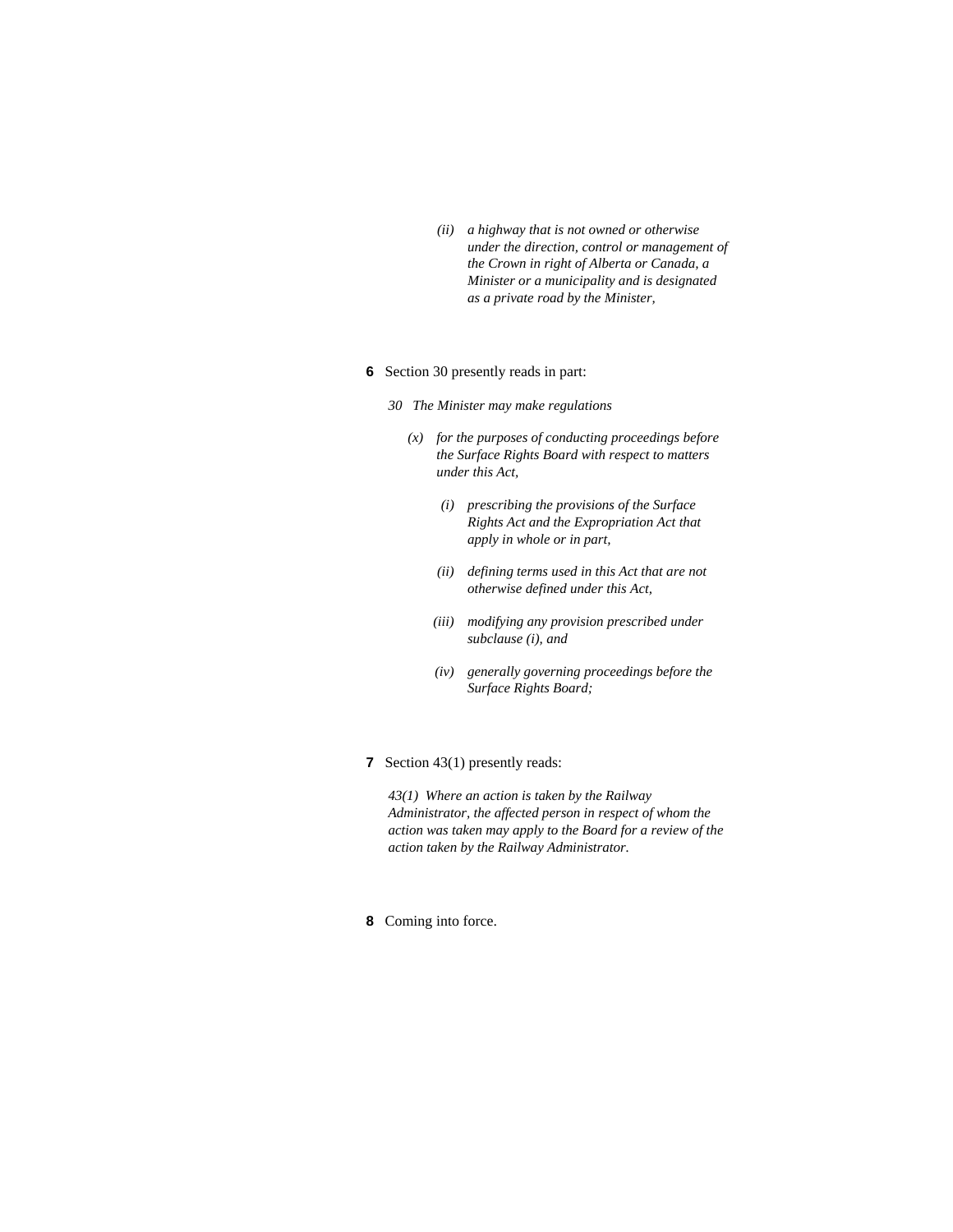*(ii) a highway that is not owned or otherwise under the direction, control or management of the Crown in right of Alberta or Canada, a Minister or a municipality and is designated as a private road by the Minister,*

**6** Section 30 presently reads in part:

*30 The Minister may make regulations*

*(x) for the purposes of conducting proceedings before the Surface Rights Board with respect to matters under this Act,*

*(i) prescribing the provisions of the Surface Rights Act and the Expropriation Act that apply in whole or in part,*

*(ii) defining terms used in this Act that are not otherwise defined under this Act,*

*(iii) modifying any provision prescribed under subclause (i), and*

*(iv) generally governing proceedings before the Surface Rights Board;*

**7** Section 43(1) presently reads:

*43(1) Where an action is taken by the Railway Administrator, the affected person in respect of whom the action was taken may apply to the Board for a review of the action taken by the Railway Administrator.*

**8** Coming into force.